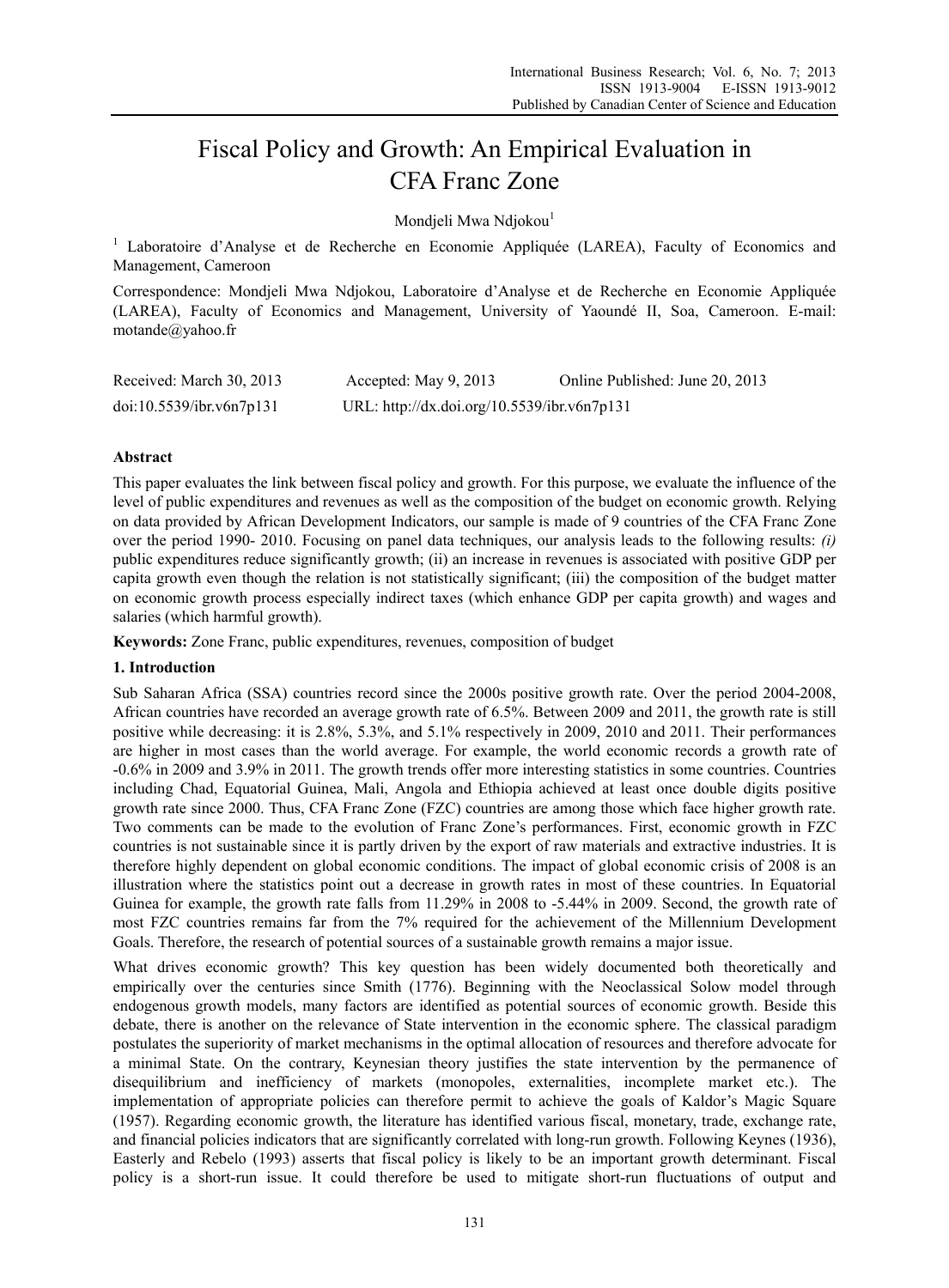# Fiscal Policy and Growth: An Empirical Evaluation in CFA Franc Zone

Mondjeli Mwa Ndjokou[1]

[1] Laboratoire d'Analyse et de Recherche en Economie Appliquée (LAREA), Faculty of Economics and Management, Cameroon

Correspondence: Mondjeli Mwa Ndjokou, Laboratoire d'Analyse et de Recherche en Economie Appliquée (LAREA), Faculty of Economics and Management, University of Yaoundé II, Soa, Cameroon. E-mail: motande@yahoo.fr

Received: March 30, 2013 Accepted: May 9, 2013 Online Published: June 20, 2013

doi:10.5539/ibr.v6n7p131 URL: http://dx.doi.org/10.5539/ibr.v6n7p131

## Abstract

This paper evaluates the link between fiscal policy and growth. For this purpose, we evaluate the influence of the level of public expenditures and revenues as well as the composition of the budget on economic growth. Relying on data provided by African Development Indicators, our sample is made of 9 countries of the CFA Franc Zone over the period 1990- 2010. Focusing on panel data techniques, our analysis leads to the following results: *(i)* public expenditures reduce significantly growth; (ii) an increase in revenues is associated with positive GDP per capita growth even though the relation is not statistically significant; (iii) the composition of the budget matter on economic growth process especially indirect taxes (which enhance GDP per capita growth) and wages and salaries (which harmful growth).

**Keywords:** Zone Franc, public expenditures, revenues, composition of budget

## 1. Introduction

Sub Saharan Africa (SSA) countries record since the 2000s positive growth rate. Over the period 2004-2008, African countries have recorded an average growth rate of 6.5%. Between 2009 and 2011, the growth rate is still positive while decreasing: it is 2.8%, 5.3%, and 5.1% respectively in 2009, 2010 and 2011. Their performances are higher in most cases than the world average. For example, the world economic records a growth rate of -0.6% in 2009 and 3.9% in 2011. The growth trends offer more interesting statistics in some countries. Countries including Chad, Equatorial Guinea, Mali, Angola and Ethiopia achieved at least once double digits positive growth rate since 2000. Thus, CFA Franc Zone (FZC) countries are among those which face higher growth rate. Two comments can be made to the evolution of Franc Zone's performances. First, economic growth in FZC countries is not sustainable since it is partly driven by the export of raw materials and extractive industries. It is therefore highly dependent on global economic conditions. The impact of global economic crisis of 2008 is an illustration where the statistics point out a decrease in growth rates in most of these countries. In Equatorial Guinea for example, the growth rate falls from 11.29% in 2008 to -5.44% in 2009. Second, the growth rate of most FZC countries remains far from the 7% required for the achievement of the Millennium Development Goals. Therefore, the research of potential sources of a sustainable growth remains a major issue.

What drives economic growth? This key question has been widely documented both theoretically and empirically over the centuries since Smith (1776). Beginning with the Neoclassical Solow model through endogenous growth models, many factors are identified as potential sources of economic growth. Beside this debate, there is another on the relevance of State intervention in the economic sphere. The classical paradigm postulates the superiority of market mechanisms in the optimal allocation of resources and therefore advocate for a minimal State. On the contrary, Keynesian theory justifies the state intervention by the permanence of disequilibrium and inefficiency of markets (monopoles, externalities, incomplete market etc.). The implementation of appropriate policies can therefore permit to achieve the goals of Kaldor's Magic Square (1957). Regarding economic growth, the literature has identified various fiscal, monetary, trade, exchange rate, and financial policies indicators that are significantly correlated with long-run growth. Following Keynes (1936), Easterly and Rebelo (1993) asserts that fiscal policy is likely to be an important growth determinant. Fiscal policy is a short-run issue. It could therefore be used to mitigate short-run fluctuations of output and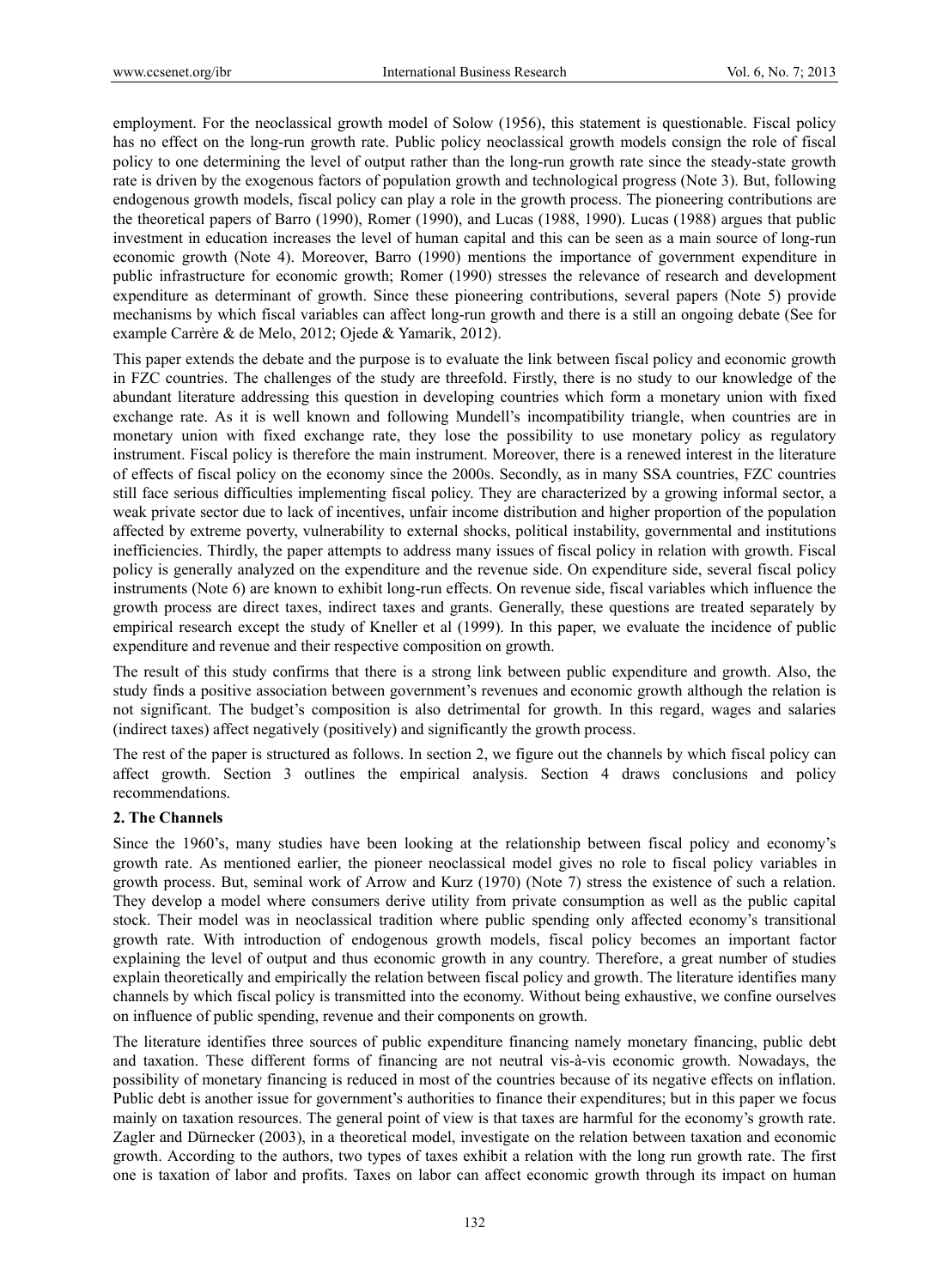employment. For the neoclassical growth model of Solow (1956), this statement is questionable. Fiscal policy has no effect on the long-run growth rate. Public policy neoclassical growth models consign the role of fiscal policy to one determining the level of output rather than the long-run growth rate since the steady-state growth rate is driven by the exogenous factors of population growth and technological progress (Note 3). But, following endogenous growth models, fiscal policy can play a role in the growth process. The pioneering contributions are the theoretical papers of Barro (1990), Romer (1990), and Lucas (1988, 1990). Lucas (1988) argues that public investment in education increases the level of human capital and this can be seen as a main source of long-run economic growth (Note 4). Moreover, Barro (1990) mentions the importance of government expenditure in public infrastructure for economic growth; Romer (1990) stresses the relevance of research and development expenditure as determinant of growth. Since these pioneering contributions, several papers (Note 5) provide mechanisms by which fiscal variables can affect long-run growth and there is a still an ongoing debate (See for example Carrère & de Melo, 2012; Ojede & Yamarik, 2012).

This paper extends the debate and the purpose is to evaluate the link between fiscal policy and economic growth in FZC countries. The challenges of the study are threefold. Firstly, there is no study to our knowledge of the abundant literature addressing this question in developing countries which form a monetary union with fixed exchange rate. As it is well known and following Mundell's incompatibility triangle, when countries are in monetary union with fixed exchange rate, they lose the possibility to use monetary policy as regulatory instrument. Fiscal policy is therefore the main instrument. Moreover, there is a renewed interest in the literature of effects of fiscal policy on the economy since the 2000s. Secondly, as in many SSA countries, FZC countries still face serious difficulties implementing fiscal policy. They are characterized by a growing informal sector, a weak private sector due to lack of incentives, unfair income distribution and higher proportion of the population affected by extreme poverty, vulnerability to external shocks, political instability, governmental and institutions inefficiencies. Thirdly, the paper attempts to address many issues of fiscal policy in relation with growth. Fiscal policy is generally analyzed on the expenditure and the revenue side. On expenditure side, several fiscal policy instruments (Note 6) are known to exhibit long-run effects. On revenue side, fiscal variables which influence the growth process are direct taxes, indirect taxes and grants. Generally, these questions are treated separately by empirical research except the study of Kneller et al (1999). In this paper, we evaluate the incidence of public expenditure and revenue and their respective composition on growth.

The result of this study confirms that there is a strong link between public expenditure and growth. Also, the study finds a positive association between government's revenues and economic growth although the relation is not significant. The budget's composition is also detrimental for growth. In this regard, wages and salaries (indirect taxes) affect negatively (positively) and significantly the growth process.

The rest of the paper is structured as follows. In section 2, we figure out the channels by which fiscal policy can affect growth. Section 3 outlines the empirical analysis. Section 4 draws conclusions and policy recommendations.

## 2. The Channels

Since the 1960's, many studies have been looking at the relationship between fiscal policy and economy's growth rate. As mentioned earlier, the pioneer neoclassical model gives no role to fiscal policy variables in growth process. But, seminal work of Arrow and Kurz (1970) (Note 7) stress the existence of such a relation. They develop a model where consumers derive utility from private consumption as well as the public capital stock. Their model was in neoclassical tradition where public spending only affected economy's transitional growth rate. With introduction of endogenous growth models, fiscal policy becomes an important factor explaining the level of output and thus economic growth in any country. Therefore, a great number of studies explain theoretically and empirically the relation between fiscal policy and growth. The literature identifies many channels by which fiscal policy is transmitted into the economy. Without being exhaustive, we confine ourselves on influence of public spending, revenue and their components on growth.

The literature identifies three sources of public expenditure financing namely monetary financing, public debt and taxation. These different forms of financing are not neutral vis-à-vis economic growth. Nowadays, the possibility of monetary financing is reduced in most of the countries because of its negative effects on inflation. Public debt is another issue for government's authorities to finance their expenditures; but in this paper we focus mainly on taxation resources. The general point of view is that taxes are harmful for the economy's growth rate. Zagler and Dürnecker (2003), in a theoretical model, investigate on the relation between taxation and economic growth. According to the authors, two types of taxes exhibit a relation with the long run growth rate. The first one is taxation of labor and profits. Taxes on labor can affect economic growth through its impact on human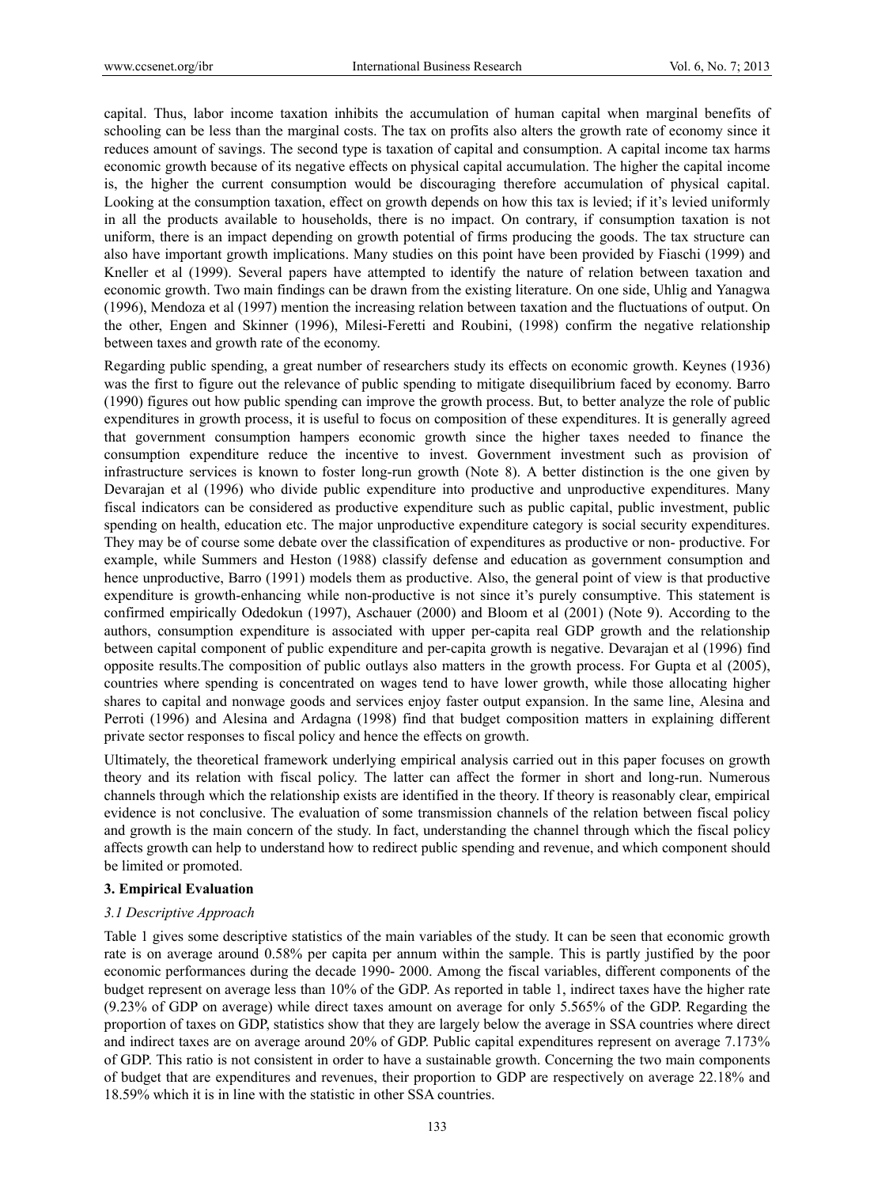capital. Thus, labor income taxation inhibits the accumulation of human capital when marginal benefits of schooling can be less than the marginal costs. The tax on profits also alters the growth rate of economy since it reduces amount of savings. The second type is taxation of capital and consumption. A capital income tax harms economic growth because of its negative effects on physical capital accumulation. The higher the capital income is, the higher the current consumption would be discouraging therefore accumulation of physical capital. Looking at the consumption taxation, effect on growth depends on how this tax is levied; if it's levied uniformly in all the products available to households, there is no impact. On contrary, if consumption taxation is not uniform, there is an impact depending on growth potential of firms producing the goods. The tax structure can also have important growth implications. Many studies on this point have been provided by Fiaschi (1999) and Kneller et al (1999). Several papers have attempted to identify the nature of relation between taxation and economic growth. Two main findings can be drawn from the existing literature. On one side, Uhlig and Yanagwa (1996), Mendoza et al (1997) mention the increasing relation between taxation and the fluctuations of output. On the other, Engen and Skinner (1996), Milesi-Feretti and Roubini, (1998) confirm the negative relationship between taxes and growth rate of the economy.

Regarding public spending, a great number of researchers study its effects on economic growth. Keynes (1936) was the first to figure out the relevance of public spending to mitigate disequilibrium faced by economy. Barro (1990) figures out how public spending can improve the growth process. But, to better analyze the role of public expenditures in growth process, it is useful to focus on composition of these expenditures. It is generally agreed that government consumption hampers economic growth since the higher taxes needed to finance the consumption expenditure reduce the incentive to invest. Government investment such as provision of infrastructure services is known to foster long-run growth (Note 8). A better distinction is the one given by Devarajan et al (1996) who divide public expenditure into productive and unproductive expenditures. Many fiscal indicators can be considered as productive expenditure such as public capital, public investment, public spending on health, education etc. The major unproductive expenditure category is social security expenditures. They may be of course some debate over the classification of expenditures as productive or non- productive. For example, while Summers and Heston (1988) classify defense and education as government consumption and hence unproductive, Barro (1991) models them as productive. Also, the general point of view is that productive expenditure is growth-enhancing while non-productive is not since it's purely consumptive. This statement is confirmed empirically Odedokun (1997), Aschauer (2000) and Bloom et al (2001) (Note 9). According to the authors, consumption expenditure is associated with upper per-capita real GDP growth and the relationship between capital component of public expenditure and per-capita growth is negative. Devarajan et al (1996) find opposite results.The composition of public outlays also matters in the growth process. For Gupta et al (2005), countries where spending is concentrated on wages tend to have lower growth, while those allocating higher shares to capital and nonwage goods and services enjoy faster output expansion. In the same line, Alesina and Perroti (1996) and Alesina and Ardagna (1998) find that budget composition matters in explaining different private sector responses to fiscal policy and hence the effects on growth.

Ultimately, the theoretical framework underlying empirical analysis carried out in this paper focuses on growth theory and its relation with fiscal policy. The latter can affect the former in short and long-run. Numerous channels through which the relationship exists are identified in the theory. If theory is reasonably clear, empirical evidence is not conclusive. The evaluation of some transmission channels of the relation between fiscal policy and growth is the main concern of the study. In fact, understanding the channel through which the fiscal policy affects growth can help to understand how to redirect public spending and revenue, and which component should be limited or promoted.

## 3. Empirical Evaluation

### *3.1 Descriptive Approach*

Table 1 gives some descriptive statistics of the main variables of the study. It can be seen that economic growth rate is on average around 0.58% per capita per annum within the sample. This is partly justified by the poor economic performances during the decade 1990- 2000. Among the fiscal variables, different components of the budget represent on average less than 10% of the GDP. As reported in table 1, indirect taxes have the higher rate (9.23% of GDP on average) while direct taxes amount on average for only 5.565% of the GDP. Regarding the proportion of taxes on GDP, statistics show that they are largely below the average in SSA countries where direct and indirect taxes are on average around 20% of GDP. Public capital expenditures represent on average 7.173% of GDP. This ratio is not consistent in order to have a sustainable growth. Concerning the two main components of budget that are expenditures and revenues, their proportion to GDP are respectively on average 22.18% and 18.59% which it is in line with the statistic in other SSA countries.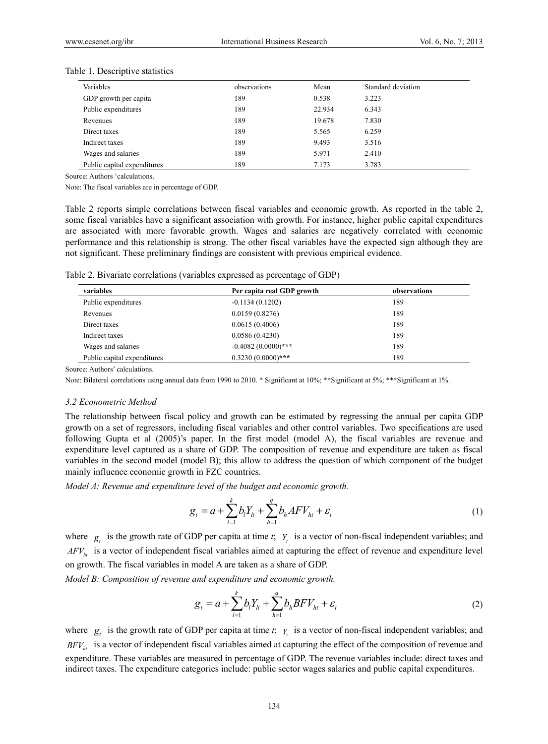Table 1. Descriptive statistics

| Variables | observations | Mean | Standard deviation |
|---|---|---|---|
| GDP growth per capita | 189 | 0.538 | 3.223 |
| Public expenditures | 189 | 22.934 | 6.343 |
| Revenues | 189 | 19.678 | 7.830 |
| Direct taxes | 189 | 5.565 | 6.259 |
| Indirect taxes | 189 | 9.493 | 3.516 |
| Wages and salaries | 189 | 5.971 | 2.410 |
| Public capital expenditures | 189 | 7.173 | 3.783 |

Source: Authors 'calculations.

Note: The fiscal variables are in percentage of GDP.

Table 2 reports simple correlations between fiscal variables and economic growth. As reported in the table 2, some fiscal variables have a significant association with growth. For instance, higher public capital expenditures are associated with more favorable growth. Wages and salaries are negatively correlated with economic performance and this relationship is strong. The other fiscal variables have the expected sign although they are not significant. These preliminary findings are consistent with previous empirical evidence.

Table 2. Bivariate correlations (variables expressed as percentage of GDP)

| variables | Per capita real GDP growth | observations |
|---|---|---|
| Public expenditures | -0.1134 (0.1202) | 189 |
| Revenues | 0.0159 (0.8276) | 189 |
| Direct taxes | 0.0615 (0.4006) | 189 |
| Indirect taxes | 0.0586 (0.4230) | 189 |
| Wages and salaries | -0.4082 (0.0000)*** | 189 |
| Public capital expenditures | 0.3230 (0.0000)*** | 189 |

Source: Authors' calculations.

Note: Bilateral correlations using annual data from 1990 to 2010. * Significant at 10%; **Significant at 5%; ***Significant at 1%.

### 3.2 Econometric Method

The relationship between fiscal policy and growth can be estimated by regressing the annual per capita GDP growth on a set of regressors, including fiscal variables and other control variables. Two specifications are used following Gupta et al (2005)'s paper. In the first model (model A), the fiscal variables are revenue and expenditure level captured as a share of GDP. The composition of revenue and expenditure are taken as fiscal variables in the second model (model B); this allow to address the question of which component of the budget mainly influence economic growth in FZC countries.

*Model A: Revenue and expenditure level of the budget and economic growth.*

$$g_t = a + \sum_{l=1}^{k} b_l Y_{lt} + \sum_{h=1}^{q} b_h AFV_{ht} + \varepsilon_t \tag{1}$$

where $g_t$ is the growth rate of GDP per capita at time *t*; $Y_t$ is a vector of non-fiscal independent variables; and $AFV_{ht}$ is a vector of independent fiscal variables aimed at capturing the effect of revenue and expenditure level on growth. The fiscal variables in model A are taken as a share of GDP.

*Model B: Composition of revenue and expenditure and economic growth.*

$$g_t = a + \sum_{l=1}^{k} b_l Y_{lt} + \sum_{h=1}^{q} b_h BFV_{ht} + \varepsilon_t \tag{2}$$

where $g_t$ is the growth rate of GDP per capita at time *t*; $Y_t$ is a vector of non-fiscal independent variables; and $BFV_{ht}$ is a vector of independent fiscal variables aimed at capturing the effect of the composition of revenue and expenditure. These variables are measured in percentage of GDP. The revenue variables include: direct taxes and indirect taxes. The expenditure categories include: public sector wages salaries and public capital expenditures.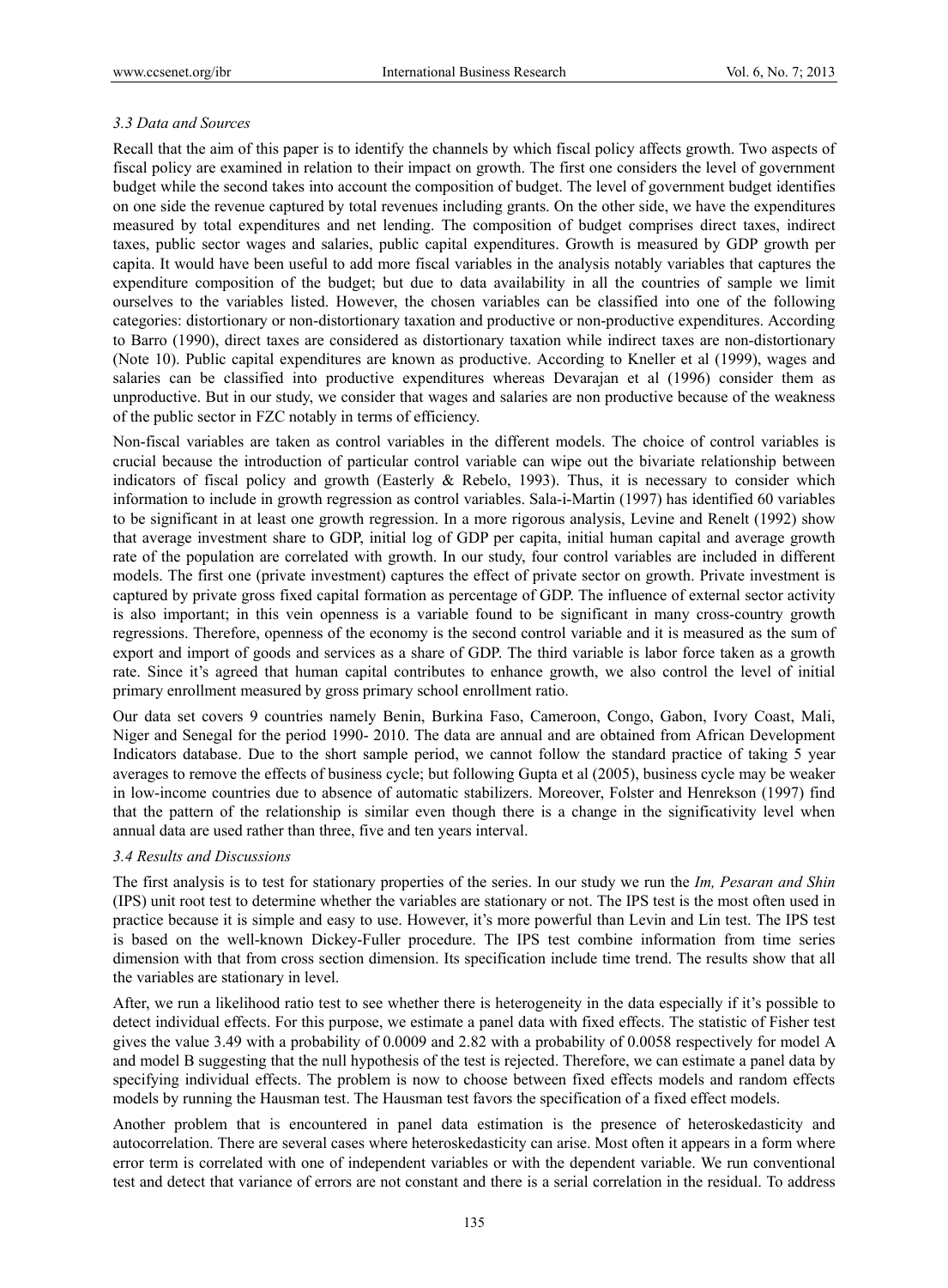### *3.3 Data and Sources*

Recall that the aim of this paper is to identify the channels by which fiscal policy affects growth. Two aspects of fiscal policy are examined in relation to their impact on growth. The first one considers the level of government budget while the second takes into account the composition of budget. The level of government budget identifies on one side the revenue captured by total revenues including grants. On the other side, we have the expenditures measured by total expenditures and net lending. The composition of budget comprises direct taxes, indirect taxes, public sector wages and salaries, public capital expenditures. Growth is measured by GDP growth per capita. It would have been useful to add more fiscal variables in the analysis notably variables that captures the expenditure composition of the budget; but due to data availability in all the countries of sample we limit ourselves to the variables listed. However, the chosen variables can be classified into one of the following categories: distortionary or non-distortionary taxation and productive or non-productive expenditures. According to Barro (1990), direct taxes are considered as distortionary taxation while indirect taxes are non-distortionary (Note 10). Public capital expenditures are known as productive. According to Kneller et al (1999), wages and salaries can be classified into productive expenditures whereas Devarajan et al (1996) consider them as unproductive. But in our study, we consider that wages and salaries are non productive because of the weakness of the public sector in FZC notably in terms of efficiency.

Non-fiscal variables are taken as control variables in the different models. The choice of control variables is crucial because the introduction of particular control variable can wipe out the bivariate relationship between indicators of fiscal policy and growth (Easterly & Rebelo, 1993). Thus, it is necessary to consider which information to include in growth regression as control variables. Sala-i-Martin (1997) has identified 60 variables to be significant in at least one growth regression. In a more rigorous analysis, Levine and Renelt (1992) show that average investment share to GDP, initial log of GDP per capita, initial human capital and average growth rate of the population are correlated with growth. In our study, four control variables are included in different models. The first one (private investment) captures the effect of private sector on growth. Private investment is captured by private gross fixed capital formation as percentage of GDP. The influence of external sector activity is also important; in this vein openness is a variable found to be significant in many cross-country growth regressions. Therefore, openness of the economy is the second control variable and it is measured as the sum of export and import of goods and services as a share of GDP. The third variable is labor force taken as a growth rate. Since it's agreed that human capital contributes to enhance growth, we also control the level of initial primary enrollment measured by gross primary school enrollment ratio.

Our data set covers 9 countries namely Benin, Burkina Faso, Cameroon, Congo, Gabon, Ivory Coast, Mali, Niger and Senegal for the period 1990- 2010. The data are annual and are obtained from African Development Indicators database. Due to the short sample period, we cannot follow the standard practice of taking 5 year averages to remove the effects of business cycle; but following Gupta et al (2005), business cycle may be weaker in low-income countries due to absence of automatic stabilizers. Moreover, Folster and Henrekson (1997) find that the pattern of the relationship is similar even though there is a change in the significativity level when annual data are used rather than three, five and ten years interval.

### *3.4 Results and Discussions*

The first analysis is to test for stationary properties of the series. In our study we run the *Im, Pesaran and Shin* (IPS) unit root test to determine whether the variables are stationary or not. The IPS test is the most often used in practice because it is simple and easy to use. However, it's more powerful than Levin and Lin test. The IPS test is based on the well-known Dickey-Fuller procedure. The IPS test combine information from time series dimension with that from cross section dimension. Its specification include time trend. The results show that all the variables are stationary in level.

After, we run a likelihood ratio test to see whether there is heterogeneity in the data especially if it's possible to detect individual effects. For this purpose, we estimate a panel data with fixed effects. The statistic of Fisher test gives the value 3.49 with a probability of 0.0009 and 2.82 with a probability of 0.0058 respectively for model A and model B suggesting that the null hypothesis of the test is rejected. Therefore, we can estimate a panel data by specifying individual effects. The problem is now to choose between fixed effects models and random effects models by running the Hausman test. The Hausman test favors the specification of a fixed effect models.

Another problem that is encountered in panel data estimation is the presence of heteroskedasticity and autocorrelation. There are several cases where heteroskedasticity can arise. Most often it appears in a form where error term is correlated with one of independent variables or with the dependent variable. We run conventional test and detect that variance of errors are not constant and there is a serial correlation in the residual. To address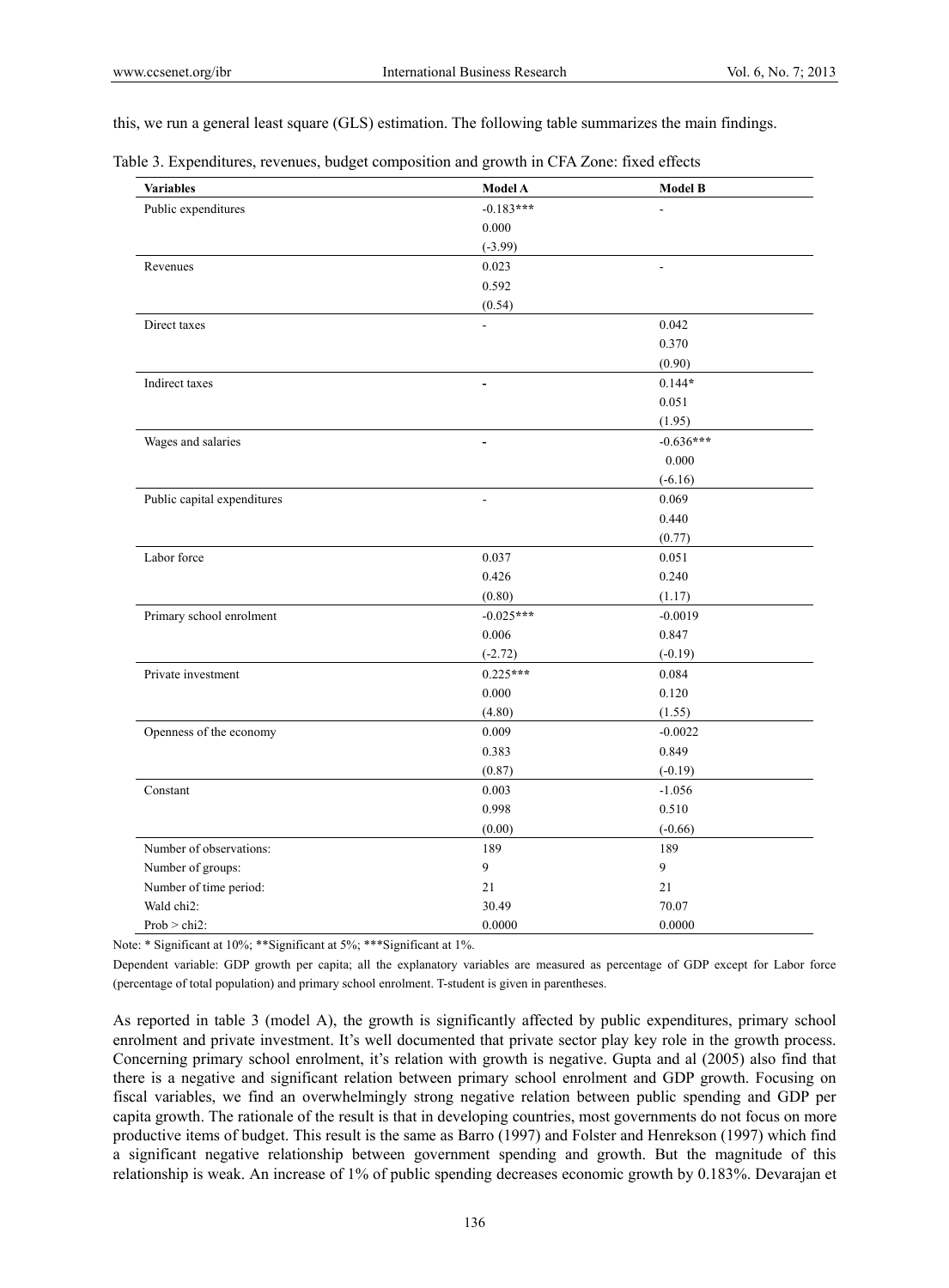this, we run a general least square (GLS) estimation. The following table summarizes the main findings.

Table 3. Expenditures, revenues, budget composition and growth in CFA Zone: fixed effects

| Variables | Model A | Model B |
|---|---|---|
| Public expenditures | -0.183*** | - |
| | 0.000 | |
| | (-3.99) | |
| Revenues | 0.023 | - |
| | 0.592 | |
| | (0.54) | |
| Direct taxes | - | 0.042 |
| | | 0.370 |
| | | (0.90) |
| Indirect taxes | - | 0.144* |
| | | 0.051 |
| | | (1.95) |
| Wages and salaries | - | -0.636*** |
| | | 0.000 |
| | | (-6.16) |
| Public capital expenditures | - | 0.069 |
| | | 0.440 |
| | | (0.77) |
| Labor force | 0.037 | 0.051 |
| | 0.426 | 0.240 |
| | (0.80) | (1.17) |
| Primary school enrolment | -0.025*** | -0.0019 |
| | 0.006 | 0.847 |
| | (-2.72) | (-0.19) |
| Private investment | 0.225*** | 0.084 |
| | 0.000 | 0.120 |
| | (4.80) | (1.55) |
| Openness of the economy | 0.009 | -0.0022 |
| | 0.383 | 0.849 |
| | (0.87) | (-0.19) |
| Constant | 0.003 | -1.056 |
| | 0.998 | 0.510 |
| | (0.00) | (-0.66) |
| Number of observations: | 189 | 189 |
| Number of groups: | 9 | 9 |
| Number of time period: | 21 | 21 |
| Wald chi2: | 30.49 | 70.07 |
| Prob > chi2: | 0.0000 | 0.0000 |

Note: * Significant at 10%; **Significant at 5%; ***Significant at 1%.

Dependent variable: GDP growth per capita; all the explanatory variables are measured as percentage of GDP except for Labor force (percentage of total population) and primary school enrolment. T-student is given in parentheses.

As reported in table 3 (model A), the growth is significantly affected by public expenditures, primary school enrolment and private investment. It's well documented that private sector play key role in the growth process. Concerning primary school enrolment, it's relation with growth is negative. Gupta and al (2005) also find that there is a negative and significant relation between primary school enrolment and GDP growth. Focusing on fiscal variables, we find an overwhelmingly strong negative relation between public spending and GDP per capita growth. The rationale of the result is that in developing countries, most governments do not focus on more productive items of budget. This result is the same as Barro (1997) and Folster and Henrekson (1997) which find a significant negative relationship between government spending and growth. But the magnitude of this relationship is weak. An increase of 1% of public spending decreases economic growth by 0.183%. Devarajan et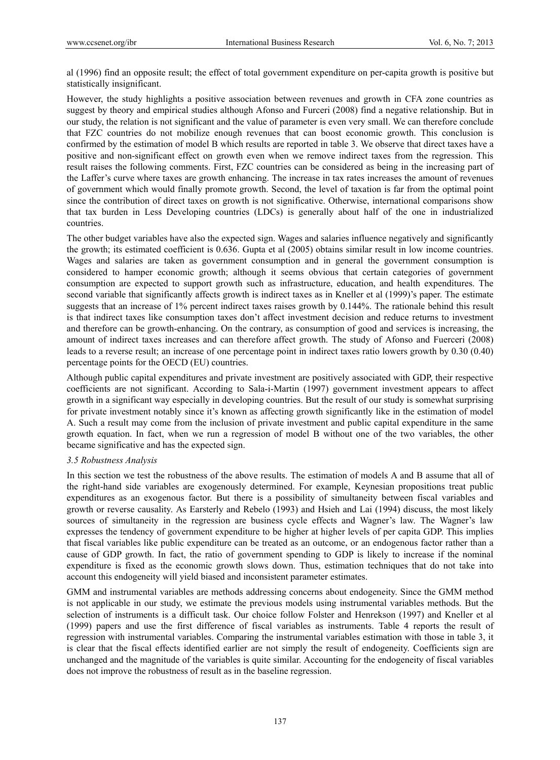al (1996) find an opposite result; the effect of total government expenditure on per-capita growth is positive but statistically insignificant.

However, the study highlights a positive association between revenues and growth in CFA zone countries as suggest by theory and empirical studies although Afonso and Furceri (2008) find a negative relationship. But in our study, the relation is not significant and the value of parameter is even very small. We can therefore conclude that FZC countries do not mobilize enough revenues that can boost economic growth. This conclusion is confirmed by the estimation of model B which results are reported in table 3. We observe that direct taxes have a positive and non-significant effect on growth even when we remove indirect taxes from the regression. This result raises the following comments. First, FZC countries can be considered as being in the increasing part of the Laffer's curve where taxes are growth enhancing. The increase in tax rates increases the amount of revenues of government which would finally promote growth. Second, the level of taxation is far from the optimal point since the contribution of direct taxes on growth is not significative. Otherwise, international comparisons show that tax burden in Less Developing countries (LDCs) is generally about half of the one in industrialized countries.

The other budget variables have also the expected sign. Wages and salaries influence negatively and significantly the growth; its estimated coefficient is 0.636. Gupta et al (2005) obtains similar result in low income countries. Wages and salaries are taken as government consumption and in general the government consumption is considered to hamper economic growth; although it seems obvious that certain categories of government consumption are expected to support growth such as infrastructure, education, and health expenditures. The second variable that significantly affects growth is indirect taxes as in Kneller et al (1999)'s paper. The estimate suggests that an increase of 1% percent indirect taxes raises growth by 0.144%. The rationale behind this result is that indirect taxes like consumption taxes don't affect investment decision and reduce returns to investment and therefore can be growth-enhancing. On the contrary, as consumption of good and services is increasing, the amount of indirect taxes increases and can therefore affect growth. The study of Afonso and Fuerceri (2008) leads to a reverse result; an increase of one percentage point in indirect taxes ratio lowers growth by 0.30 (0.40) percentage points for the OECD (EU) countries.

Although public capital expenditures and private investment are positively associated with GDP, their respective coefficients are not significant. According to Sala-i-Martin (1997) government investment appears to affect growth in a significant way especially in developing countries. But the result of our study is somewhat surprising for private investment notably since it's known as affecting growth significantly like in the estimation of model A. Such a result may come from the inclusion of private investment and public capital expenditure in the same growth equation. In fact, when we run a regression of model B without one of the two variables, the other became significative and has the expected sign.

### *3.5 Robustness Analysis*

In this section we test the robustness of the above results. The estimation of models A and B assume that all of the right-hand side variables are exogenously determined. For example, Keynesian propositions treat public expenditures as an exogenous factor. But there is a possibility of simultaneity between fiscal variables and growth or reverse causality. As Earsterly and Rebelo (1993) and Hsieh and Lai (1994) discuss, the most likely sources of simultaneity in the regression are business cycle effects and Wagner's law. The Wagner's law expresses the tendency of government expenditure to be higher at higher levels of per capita GDP. This implies that fiscal variables like public expenditure can be treated as an outcome, or an endogenous factor rather than a cause of GDP growth. In fact, the ratio of government spending to GDP is likely to increase if the nominal expenditure is fixed as the economic growth slows down. Thus, estimation techniques that do not take into account this endogeneity will yield biased and inconsistent parameter estimates.

GMM and instrumental variables are methods addressing concerns about endogeneity. Since the GMM method is not applicable in our study, we estimate the previous models using instrumental variables methods. But the selection of instruments is a difficult task. Our choice follow Folster and Henrekson (1997) and Kneller et al (1999) papers and use the first difference of fiscal variables as instruments. Table 4 reports the result of regression with instrumental variables. Comparing the instrumental variables estimation with those in table 3, it is clear that the fiscal effects identified earlier are not simply the result of endogeneity. Coefficients sign are unchanged and the magnitude of the variables is quite similar. Accounting for the endogeneity of fiscal variables does not improve the robustness of result as in the baseline regression.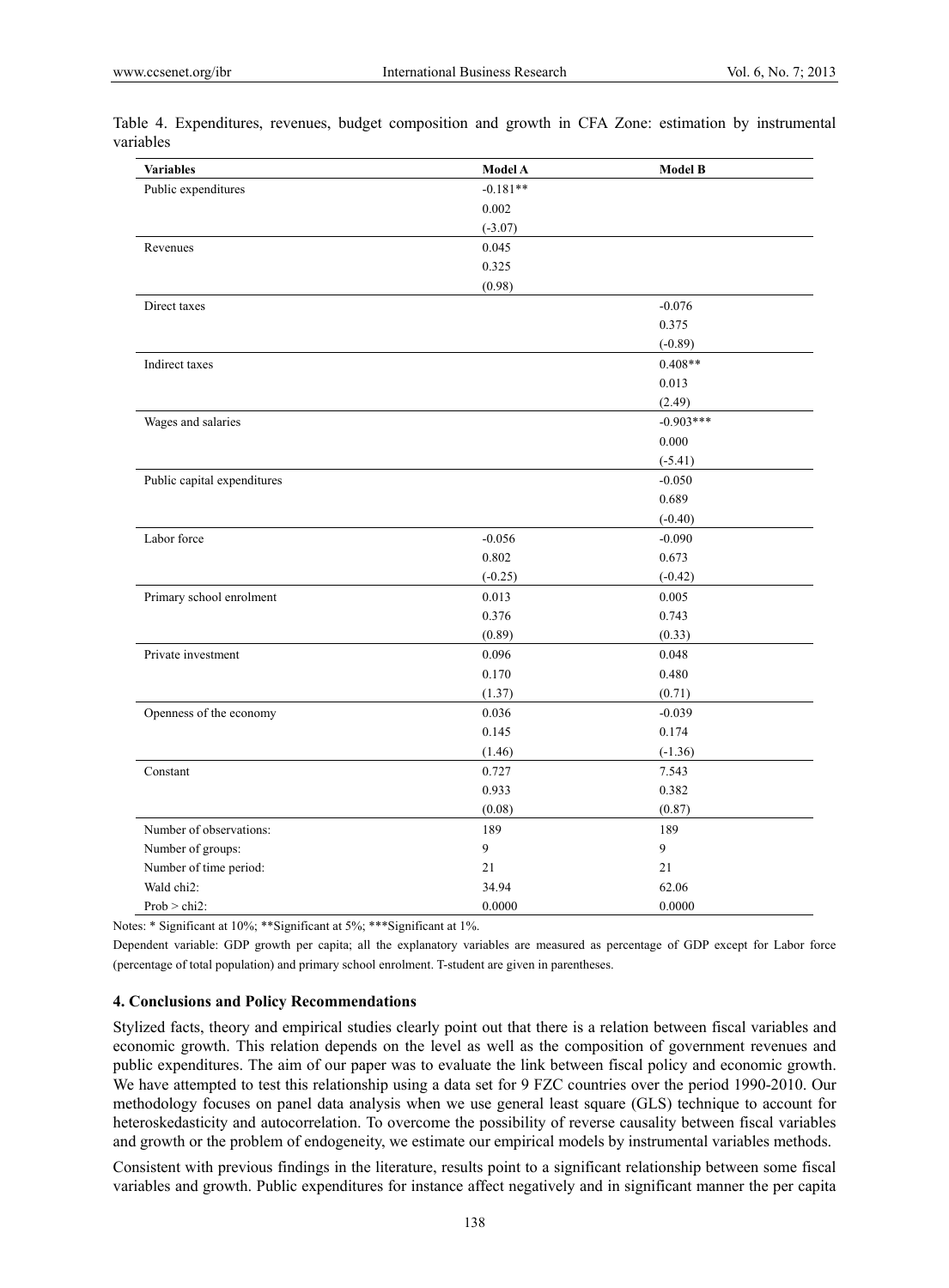Table 4. Expenditures, revenues, budget composition and growth in CFA Zone: estimation by instrumental variables

| Variables | Model A | Model B |
|---|---|---|
| Public expenditures | -0.181** | |
| | 0.002 | |
| | (-3.07) | |
| Revenues | 0.045 | |
| | 0.325 | |
| | (0.98) | |
| Direct taxes | | -0.076 |
| | | 0.375 |
| | | (-0.89) |
| Indirect taxes | | 0.408** |
| | | 0.013 |
| | | (2.49) |
| Wages and salaries | | -0.903*** |
| | | 0.000 |
| | | (-5.41) |
| Public capital expenditures | | -0.050 |
| | | 0.689 |
| | | (-0.40) |
| Labor force | -0.056 | -0.090 |
| | 0.802 | 0.673 |
| | (-0.25) | (-0.42) |
| Primary school enrolment | 0.013 | 0.005 |
| | 0.376 | 0.743 |
| | (0.89) | (0.33) |
| Private investment | 0.096 | 0.048 |
| | 0.170 | 0.480 |
| | (1.37) | (0.71) |
| Openness of the economy | 0.036 | -0.039 |
| | 0.145 | 0.174 |
| | (1.46) | (-1.36) |
| Constant | 0.727 | 7.543 |
| | 0.933 | 0.382 |
| | (0.08) | (0.87) |
| Number of observations: | 189 | 189 |
| Number of groups: | 9 | 9 |
| Number of time period: | 21 | 21 |
| Wald chi2: | 34.94 | 62.06 |
| Prob > chi2: | 0.0000 | 0.0000 |

Notes: * Significant at 10%; **Significant at 5%; ***Significant at 1%.

Dependent variable: GDP growth per capita; all the explanatory variables are measured as percentage of GDP except for Labor force (percentage of total population) and primary school enrolment. T-student are given in parentheses.

### 4. Conclusions and Policy Recommendations

Stylized facts, theory and empirical studies clearly point out that there is a relation between fiscal variables and economic growth. This relation depends on the level as well as the composition of government revenues and public expenditures. The aim of our paper was to evaluate the link between fiscal policy and economic growth. We have attempted to test this relationship using a data set for 9 FZC countries over the period 1990-2010. Our methodology focuses on panel data analysis when we use general least square (GLS) technique to account for heteroskedasticity and autocorrelation. To overcome the possibility of reverse causality between fiscal variables and growth or the problem of endogeneity, we estimate our empirical models by instrumental variables methods.

Consistent with previous findings in the literature, results point to a significant relationship between some fiscal variables and growth. Public expenditures for instance affect negatively and in significant manner the per capita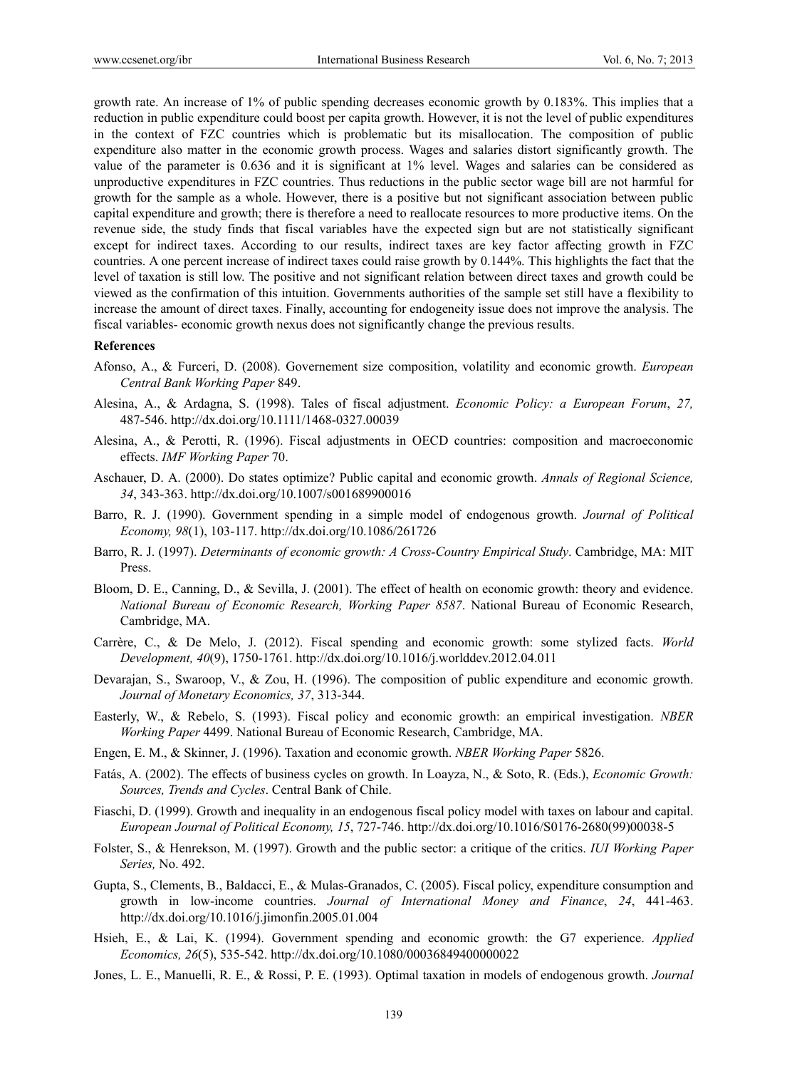growth rate. An increase of 1% of public spending decreases economic growth by 0.183%. This implies that a reduction in public expenditure could boost per capita growth. However, it is not the level of public expenditures in the context of FZC countries which is problematic but its misallocation. The composition of public expenditure also matter in the economic growth process. Wages and salaries distort significantly growth. The value of the parameter is 0.636 and it is significant at 1% level. Wages and salaries can be considered as unproductive expenditures in FZC countries. Thus reductions in the public sector wage bill are not harmful for growth for the sample as a whole. However, there is a positive but not significant association between public capital expenditure and growth; there is therefore a need to reallocate resources to more productive items. On the revenue side, the study finds that fiscal variables have the expected sign but are not statistically significant except for indirect taxes. According to our results, indirect taxes are key factor affecting growth in FZC countries. A one percent increase of indirect taxes could raise growth by 0.144%. This highlights the fact that the level of taxation is still low. The positive and not significant relation between direct taxes and growth could be viewed as the confirmation of this intuition. Governments authorities of the sample set still have a flexibility to increase the amount of direct taxes. Finally, accounting for endogeneity issue does not improve the analysis. The fiscal variables- economic growth nexus does not significantly change the previous results.

**References**

Afonso, A., & Furceri, D. (2008). Governement size composition, volatility and economic growth. *European Central Bank Working Paper* 849.

Alesina, A., & Ardagna, S. (1998). Tales of fiscal adjustment. *Economic Policy: a European Forum*, *27,* 487-546. http://dx.doi.org/10.1111/1468-0327.00039

Alesina, A., & Perotti, R. (1996). Fiscal adjustments in OECD countries: composition and macroeconomic effects. *IMF Working Paper* 70.

Aschauer, D. A. (2000). Do states optimize? Public capital and economic growth. *Annals of Regional Science, 34*, 343-363. http://dx.doi.org/10.1007/s001689900016

Barro, R. J. (1990). Government spending in a simple model of endogenous growth. *Journal of Political Economy, 98*(1), 103-117. http://dx.doi.org/10.1086/261726

Barro, R. J. (1997). *Determinants of economic growth: A Cross-Country Empirical Study*. Cambridge, MA: MIT Press.

Bloom, D. E., Canning, D., & Sevilla, J. (2001). The effect of health on economic growth: theory and evidence. *National Bureau of Economic Research, Working Paper 8587*. National Bureau of Economic Research, Cambridge, MA.

Carrère, C., & De Melo, J. (2012). Fiscal spending and economic growth: some stylized facts. *World Development, 40*(9), 1750-1761. http://dx.doi.org/10.1016/j.worlddev.2012.04.011

Devarajan, S., Swaroop, V., & Zou, H. (1996). The composition of public expenditure and economic growth. *Journal of Monetary Economics, 37*, 313-344.

Easterly, W., & Rebelo, S. (1993). Fiscal policy and economic growth: an empirical investigation. *NBER Working Paper* 4499. National Bureau of Economic Research, Cambridge, MA.

Engen, E. M., & Skinner, J. (1996). Taxation and economic growth. *NBER Working Paper* 5826.

Fatás, A. (2002). The effects of business cycles on growth. In Loayza, N., & Soto, R. (Eds.), *Economic Growth: Sources, Trends and Cycles*. Central Bank of Chile.

Fiaschi, D. (1999). Growth and inequality in an endogenous fiscal policy model with taxes on labour and capital. *European Journal of Political Economy, 15*, 727-746. http://dx.doi.org/10.1016/S0176-2680(99)00038-5

Folster, S., & Henrekson, M. (1997). Growth and the public sector: a critique of the critics. *IUI Working Paper Series,* No. 492.

Gupta, S., Clements, B., Baldacci, E., & Mulas-Granados, C. (2005). Fiscal policy, expenditure consumption and growth in low-income countries. *Journal of International Money and Finance*, *24*, 441-463. http://dx.doi.org/10.1016/j.jimonfin.2005.01.004

Hsieh, E., & Lai, K. (1994). Government spending and economic growth: the G7 experience. *Applied Economics, 26*(5), 535-542. http://dx.doi.org/10.1080/00036849400000022

Jones, L. E., Manuelli, R. E., & Rossi, P. E. (1993). Optimal taxation in models of endogenous growth. *Journal*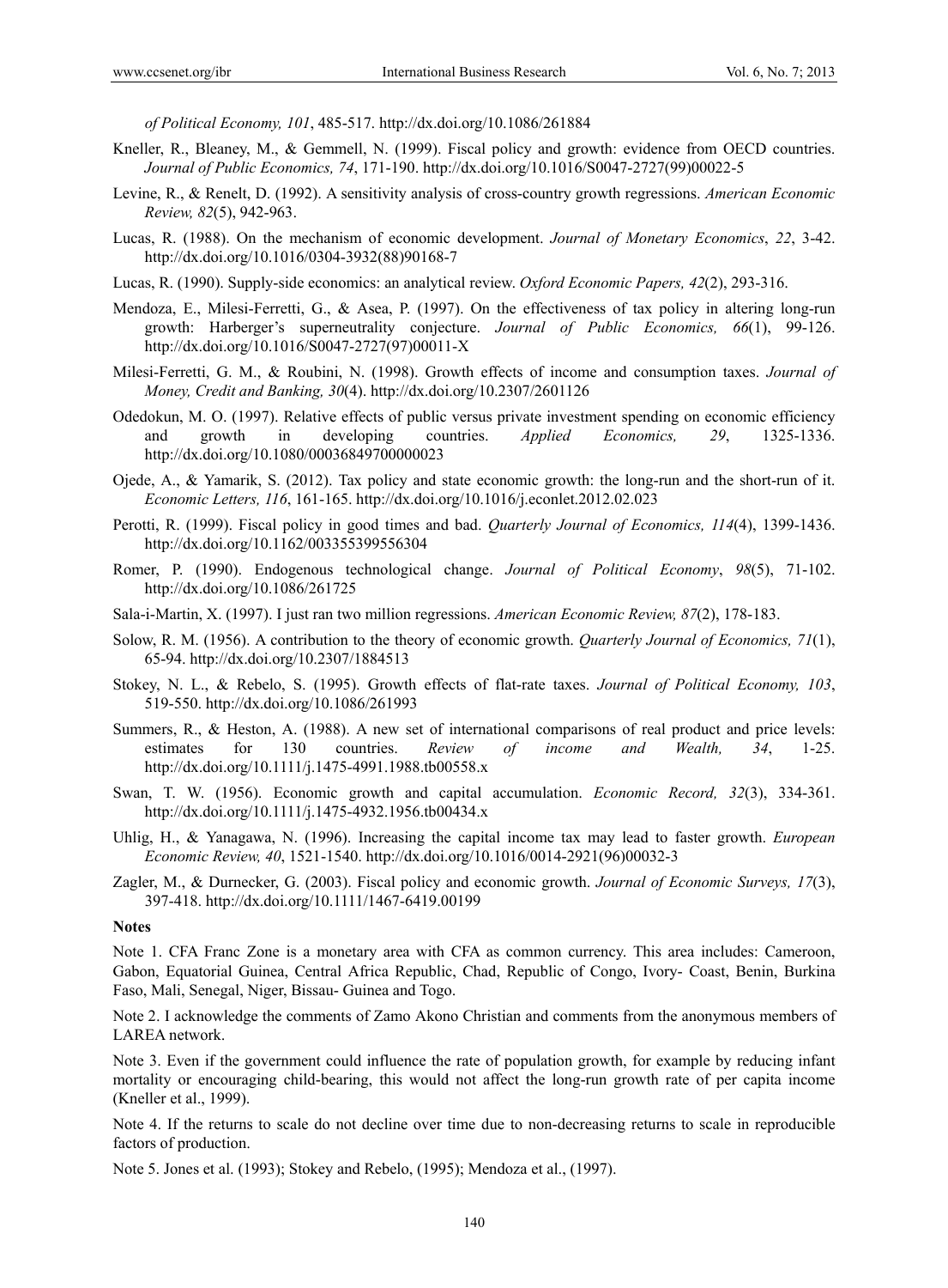*of Political Economy, 101*, 485-517. http://dx.doi.org/10.1086/261884

Kneller, R., Bleaney, M., & Gemmell, N. (1999). Fiscal policy and growth: evidence from OECD countries. *Journal of Public Economics, 74*, 171-190. http://dx.doi.org/10.1016/S0047-2727(99)00022-5

Levine, R., & Renelt, D. (1992). A sensitivity analysis of cross-country growth regressions. *American Economic Review, 82*(5), 942-963.

Lucas, R. (1988). On the mechanism of economic development. *Journal of Monetary Economics*, *22*, 3-42. http://dx.doi.org/10.1016/0304-3932(88)90168-7

Lucas, R. (1990). Supply-side economics: an analytical review. *Oxford Economic Papers, 42*(2), 293-316.

Mendoza, E., Milesi-Ferretti, G., & Asea, P. (1997). On the effectiveness of tax policy in altering long-run growth: Harberger's superneutrality conjecture. *Journal of Public Economics, 66*(1), 99-126. http://dx.doi.org/10.1016/S0047-2727(97)00011-X

Milesi-Ferretti, G. M., & Roubini, N. (1998). Growth effects of income and consumption taxes. *Journal of Money, Credit and Banking, 30*(4). http://dx.doi.org/10.2307/2601126

Odedokun, M. O. (1997). Relative effects of public versus private investment spending on economic efficiency and growth in developing countries. *Applied Economics, 29*, 1325-1336. http://dx.doi.org/10.1080/00036849700000023

Ojede, A., & Yamarik, S. (2012). Tax policy and state economic growth: the long-run and the short-run of it. *Economic Letters, 116*, 161-165. http://dx.doi.org/10.1016/j.econlet.2012.02.023

Perotti, R. (1999). Fiscal policy in good times and bad. *Quarterly Journal of Economics, 114*(4), 1399-1436. http://dx.doi.org/10.1162/003355399556304

Romer, P. (1990). Endogenous technological change. *Journal of Political Economy*, *98*(5), 71-102. http://dx.doi.org/10.1086/261725

Sala-i-Martin, X. (1997). I just ran two million regressions. *American Economic Review, 87*(2), 178-183.

Solow, R. M. (1956). A contribution to the theory of economic growth. *Quarterly Journal of Economics, 71*(1), 65-94. http://dx.doi.org/10.2307/1884513

Stokey, N. L., & Rebelo, S. (1995). Growth effects of flat-rate taxes. *Journal of Political Economy, 103*, 519-550. http://dx.doi.org/10.1086/261993

Summers, R., & Heston, A. (1988). A new set of international comparisons of real product and price levels: estimates for 130 countries. *Review of income and Wealth, 34*, 1-25. http://dx.doi.org/10.1111/j.1475-4991.1988.tb00558.x

Swan, T. W. (1956). Economic growth and capital accumulation. *Economic Record, 32*(3), 334-361. http://dx.doi.org/10.1111/j.1475-4932.1956.tb00434.x

Uhlig, H., & Yanagawa, N. (1996). Increasing the capital income tax may lead to faster growth. *European Economic Review, 40*, 1521-1540. http://dx.doi.org/10.1016/0014-2921(96)00032-3

Zagler, M., & Durnecker, G. (2003). Fiscal policy and economic growth. *Journal of Economic Surveys, 17*(3), 397-418. http://dx.doi.org/10.1111/1467-6419.00199

**Notes**

Note 1. CFA Franc Zone is a monetary area with CFA as common currency. This area includes: Cameroon, Gabon, Equatorial Guinea, Central Africa Republic, Chad, Republic of Congo, Ivory- Coast, Benin, Burkina Faso, Mali, Senegal, Niger, Bissau- Guinea and Togo.

Note 2. I acknowledge the comments of Zamo Akono Christian and comments from the anonymous members of LAREA network.

Note 3. Even if the government could influence the rate of population growth, for example by reducing infant mortality or encouraging child-bearing, this would not affect the long-run growth rate of per capita income (Kneller et al., 1999).

Note 4. If the returns to scale do not decline over time due to non-decreasing returns to scale in reproducible factors of production.

Note 5. Jones et al. (1993); Stokey and Rebelo, (1995); Mendoza et al., (1997).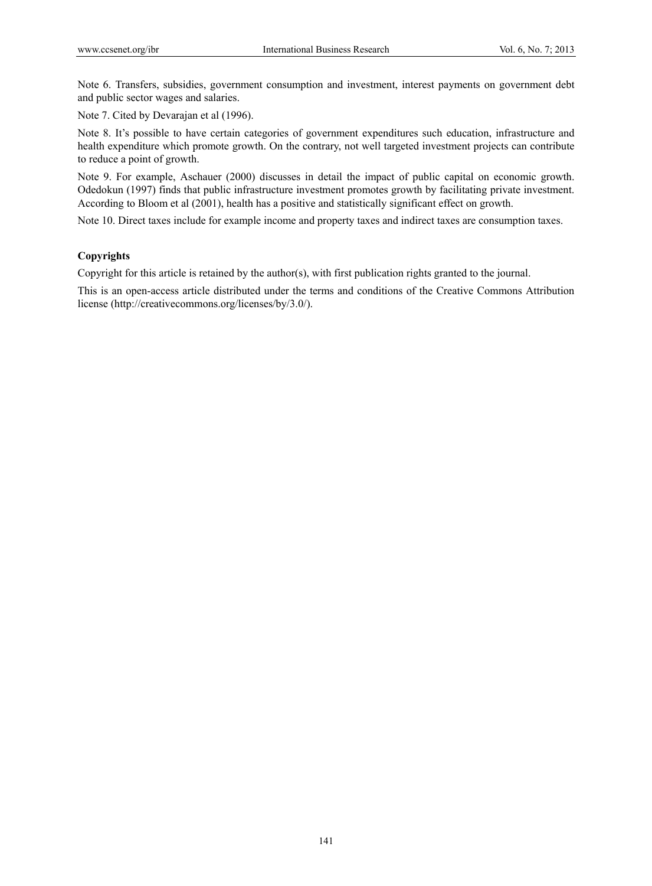Note 6. Transfers, subsidies, government consumption and investment, interest payments on government debt and public sector wages and salaries.

Note 7. Cited by Devarajan et al (1996).

Note 8. It's possible to have certain categories of government expenditures such education, infrastructure and health expenditure which promote growth. On the contrary, not well targeted investment projects can contribute to reduce a point of growth.

Note 9. For example, Aschauer (2000) discusses in detail the impact of public capital on economic growth. Odedokun (1997) finds that public infrastructure investment promotes growth by facilitating private investment. According to Bloom et al (2001), health has a positive and statistically significant effect on growth.

Note 10. Direct taxes include for example income and property taxes and indirect taxes are consumption taxes.

**Copyrights**

Copyright for this article is retained by the author(s), with first publication rights granted to the journal.

This is an open-access article distributed under the terms and conditions of the Creative Commons Attribution license (http://creativecommons.org/licenses/by/3.0/).